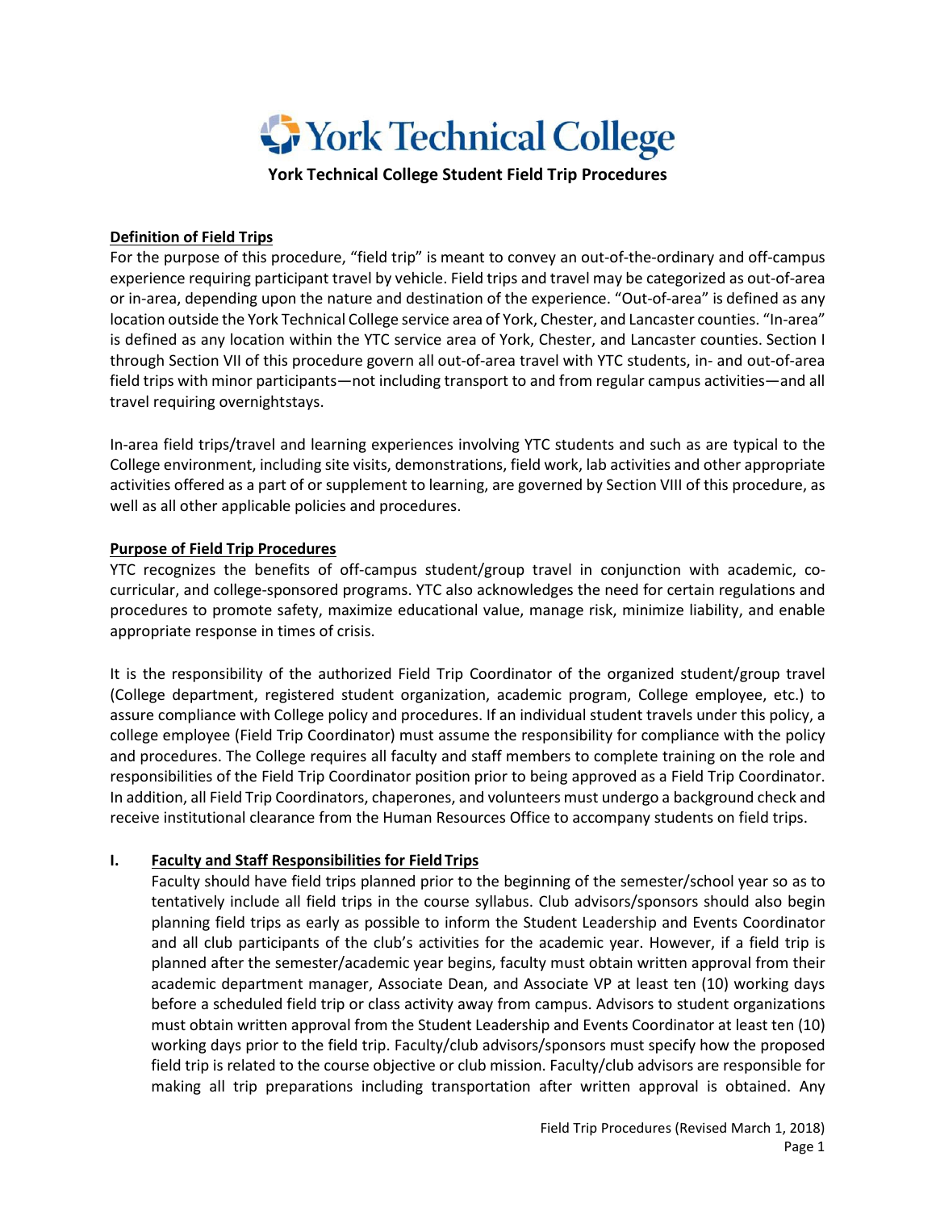# York Technical College

## York Technical College Student Field Trip Procedures

### Definition of Field Trips

For the purpose of this procedure, "field trip" is meant to convey an out-of-the-ordinary and off-campus experience requiring participant travel by vehicle. Field trips and travel may be categorized as out-of-area or in-area, depending upon the nature and destination of the experience. "Out-of-area" is defined as any location outside the York Technical College service area of York, Chester, and Lancaster counties. "In-area" is defined as any location within the YTC service area of York, Chester, and Lancaster counties. Section I through Section VII of this procedure govern all out-of-area travel with YTC students, in- and out-of-area field trips with minor participants—not including transport to and from regular campus activities—and all travel requiring overnightstays.

In-area field trips/travel and learning experiences involving YTC students and such as are typical to the College environment, including site visits, demonstrations, field work, lab activities and other appropriate activities offered as a part of or supplement to learning, are governed by Section VIII of this procedure, as well as all other applicable policies and procedures.

### Purpose of Field Trip Procedures

YTC recognizes the benefits of off-campus student/group travel in conjunction with academic, co-curricular, and college-sponsored programs. YTC also acknowledges the need for certain regulations and procedures to promote safety, maximize educational value, manage risk, minimize liability, and enable appropriate response in times of crisis.

It is the responsibility of the authorized Field Trip Coordinator of the organized student/group travel (College department, registered student organization, academic program, College employee, etc.) to assure compliance with College policy and procedures. If an individual student travels under this policy, a college employee (Field Trip Coordinator) must assume the responsibility for compliance with the policy and procedures. The College requires all faculty and staff members to complete training on the role and responsibilities of the Field Trip Coordinator position prior to being approved as a Field Trip Coordinator. In addition, all Field Trip Coordinators, chaperones, and volunteers must undergo a background check and receive institutional clearance from the Human Resources Office to accompany students on field trips.

### I. Faculty and Staff Responsibilities for Field Trips

Faculty should have field trips planned prior to the beginning of the semester/school year so as to tentatively include all field trips in the course syllabus. Club advisors/sponsors should also begin planning field trips as early as possible to inform the Student Leadership and Events Coordinator and all club participants of the club's activities for the academic year. However, if a field trip is planned after the semester/academic year begins, faculty must obtain written approval from their academic department manager, Associate Dean, and Associate VP at least ten (10) working days before a scheduled field trip or class activity away from campus. Advisors to student organizations must obtain written approval from the Student Leadership and Events Coordinator at least ten (10) working days prior to the field trip. Faculty/club advisors/sponsors must specify how the proposed field trip is related to the course objective or club mission. Faculty/club advisors are responsible for making all trip preparations including transportation after written approval is obtained. Any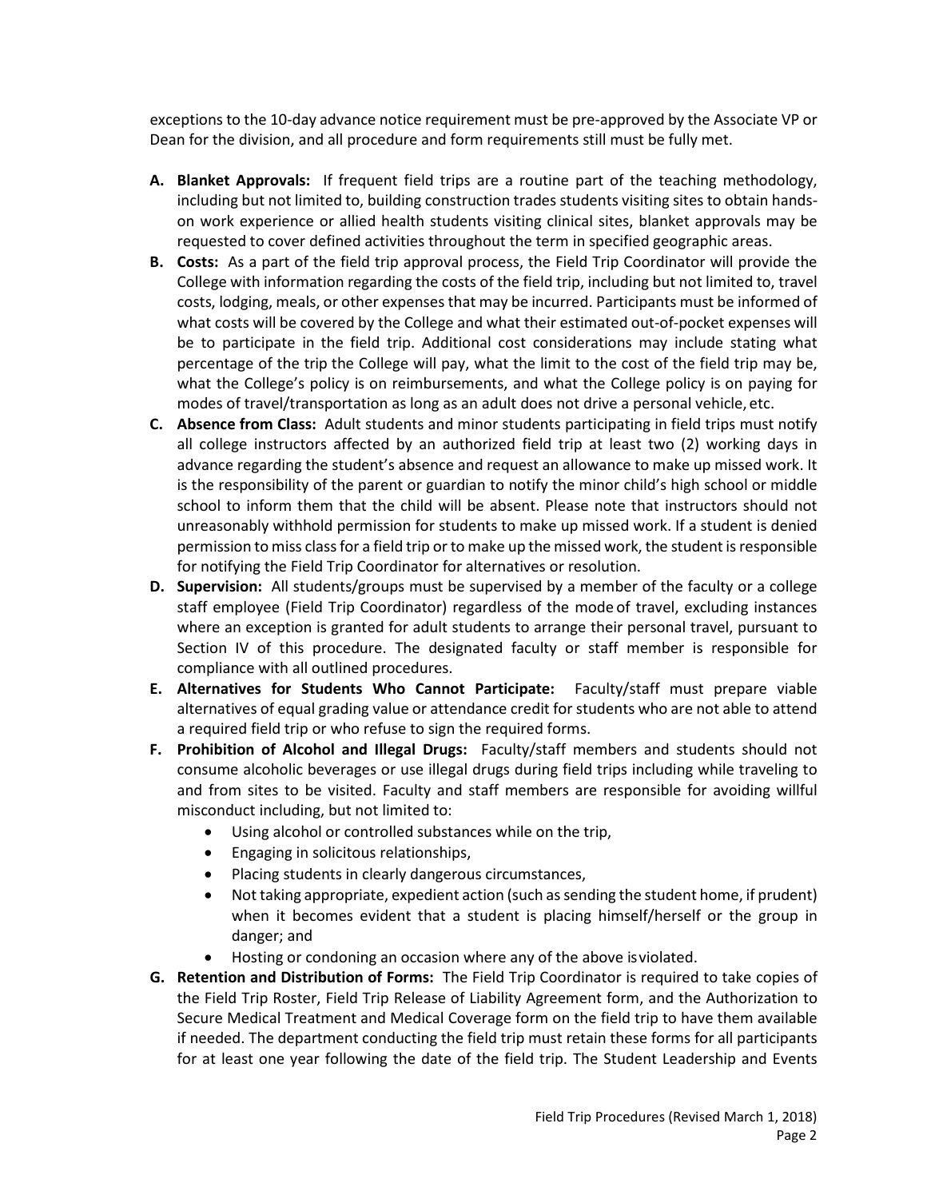exceptions to the 10-day advance notice requirement must be pre-approved by the Associate VP or Dean for the division, and all procedure and form requirements still must be fully met.

- **A. Blanket Approvals:** If frequent field trips are a routine part of the teaching methodology, including but not limited to, building construction trades students visiting sites to obtain hands-on work experience or allied health students visiting clinical sites, blanket approvals may be requested to cover defined activities throughout the term in specified geographic areas.
- **B. Costs:** As a part of the field trip approval process, the Field Trip Coordinator will provide the College with information regarding the costs of the field trip, including but not limited to, travel costs, lodging, meals, or other expenses that may be incurred. Participants must be informed of what costs will be covered by the College and what their estimated out-of-pocket expenses will be to participate in the field trip. Additional cost considerations may include stating what percentage of the trip the College will pay, what the limit to the cost of the field trip may be, what the College's policy is on reimbursements, and what the College policy is on paying for modes of travel/transportation as long as an adult does not drive a personal vehicle, etc.
- **C. Absence from Class:** Adult students and minor students participating in field trips must notify all college instructors affected by an authorized field trip at least two (2) working days in advance regarding the student's absence and request an allowance to make up missed work. It is the responsibility of the parent or guardian to notify the minor child's high school or middle school to inform them that the child will be absent. Please note that instructors should not unreasonably withhold permission for students to make up missed work. If a student is denied permission to miss class for a field trip or to make up the missed work, the student is responsible for notifying the Field Trip Coordinator for alternatives or resolution.
- **D. Supervision:** All students/groups must be supervised by a member of the faculty or a college staff employee (Field Trip Coordinator) regardless of the mode of travel, excluding instances where an exception is granted for adult students to arrange their personal travel, pursuant to Section IV of this procedure. The designated faculty or staff member is responsible for compliance with all outlined procedures.
- **E. Alternatives for Students Who Cannot Participate:** Faculty/staff must prepare viable alternatives of equal grading value or attendance credit for students who are not able to attend a required field trip or who refuse to sign the required forms.
- **F. Prohibition of Alcohol and Illegal Drugs:** Faculty/staff members and students should not consume alcoholic beverages or use illegal drugs during field trips including while traveling to and from sites to be visited. Faculty and staff members are responsible for avoiding willful misconduct including, but not limited to:
  - Using alcohol or controlled substances while on the trip,
  - Engaging in solicitous relationships,
  - Placing students in clearly dangerous circumstances,
  - Not taking appropriate, expedient action (such as sending the student home, if prudent) when it becomes evident that a student is placing himself/herself or the group in danger; and
  - Hosting or condoning an occasion where any of the above isviolated.
- **G. Retention and Distribution of Forms:** The Field Trip Coordinator is required to take copies of the Field Trip Roster, Field Trip Release of Liability Agreement form, and the Authorization to Secure Medical Treatment and Medical Coverage form on the field trip to have them available if needed. The department conducting the field trip must retain these forms for all participants for at least one year following the date of the field trip. The Student Leadership and Events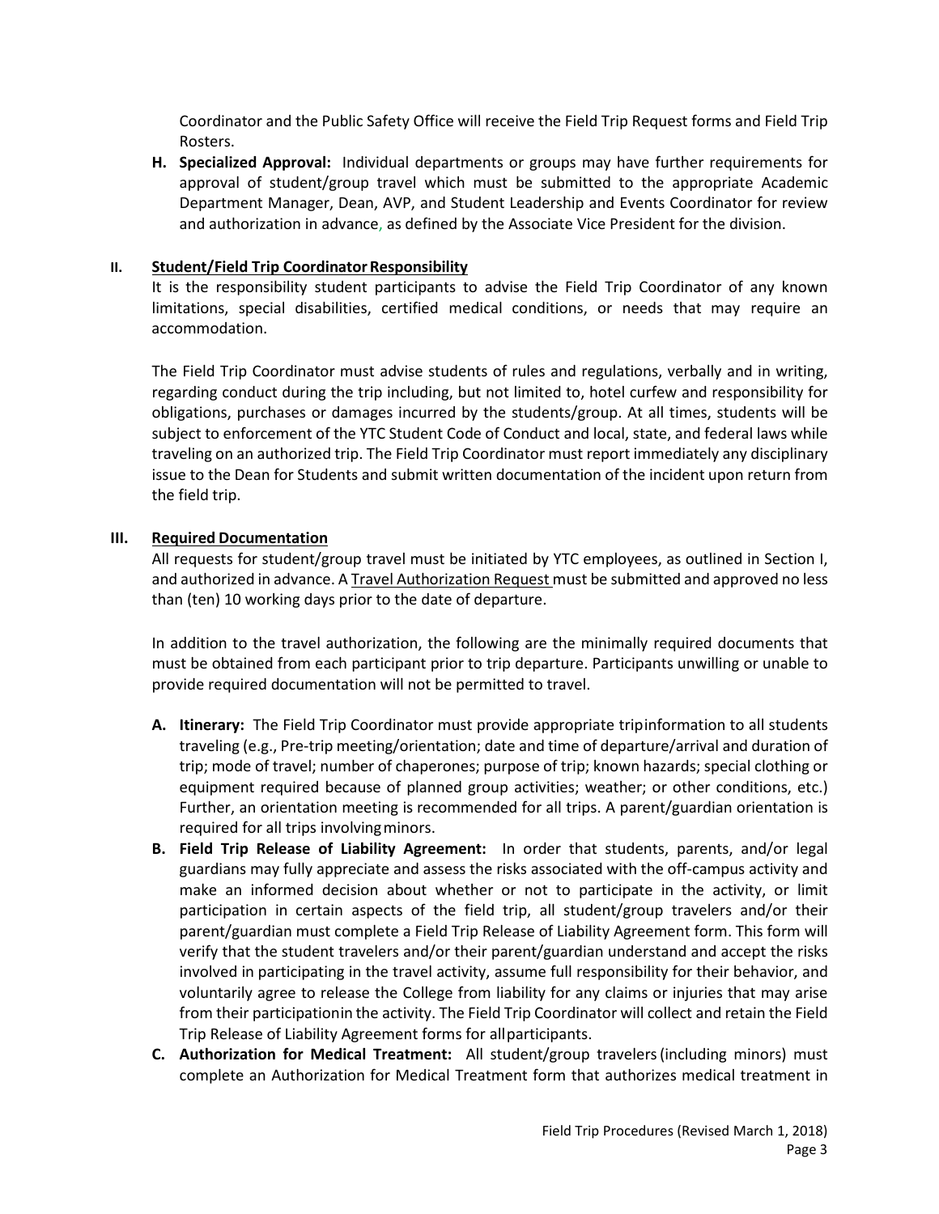Coordinator and the Public Safety Office will receive the Field Trip Request forms and Field Trip Rosters.

H. **Specialized Approval:** Individual departments or groups may have further requirements for approval of student/group travel which must be submitted to the appropriate Academic Department Manager, Dean, AVP, and Student Leadership and Events Coordinator for review and authorization in advance, as defined by the Associate Vice President for the division.

## II. Student/Field Trip Coordinator Responsibility

It is the responsibility student participants to advise the Field Trip Coordinator of any known limitations, special disabilities, certified medical conditions, or needs that may require an accommodation.

The Field Trip Coordinator must advise students of rules and regulations, verbally and in writing, regarding conduct during the trip including, but not limited to, hotel curfew and responsibility for obligations, purchases or damages incurred by the students/group. At all times, students will be subject to enforcement of the YTC Student Code of Conduct and local, state, and federal laws while traveling on an authorized trip. The Field Trip Coordinator must report immediately any disciplinary issue to the Dean for Students and submit written documentation of the incident upon return from the field trip.

## III. Required Documentation

All requests for student/group travel must be initiated by YTC employees, as outlined in Section I, and authorized in advance. A Travel Authorization Request must be submitted and approved no less than (ten) 10 working days prior to the date of departure.

In addition to the travel authorization, the following are the minimally required documents that must be obtained from each participant prior to trip departure. Participants unwilling or unable to provide required documentation will not be permitted to travel.

A. **Itinerary:** The Field Trip Coordinator must provide appropriate trip information to all students traveling (e.g., Pre-trip meeting/orientation; date and time of departure/arrival and duration of trip; mode of travel; number of chaperones; purpose of trip; known hazards; special clothing or equipment required because of planned group activities; weather; or other conditions, etc.) Further, an orientation meeting is recommended for all trips. A parent/guardian orientation is required for all trips involving minors.

B. **Field Trip Release of Liability Agreement:** In order that students, parents, and/or legal guardians may fully appreciate and assess the risks associated with the off-campus activity and make an informed decision about whether or not to participate in the activity, or limit participation in certain aspects of the field trip, all student/group travelers and/or their parent/guardian must complete a Field Trip Release of Liability Agreement form. This form will verify that the student travelers and/or their parent/guardian understand and accept the risks involved in participating in the travel activity, assume full responsibility for their behavior, and voluntarily agree to release the College from liability for any claims or injuries that may arise from their participation in the activity. The Field Trip Coordinator will collect and retain the Field Trip Release of Liability Agreement forms for all participants.

C. **Authorization for Medical Treatment:** All student/group travelers (including minors) must complete an Authorization for Medical Treatment form that authorizes medical treatment in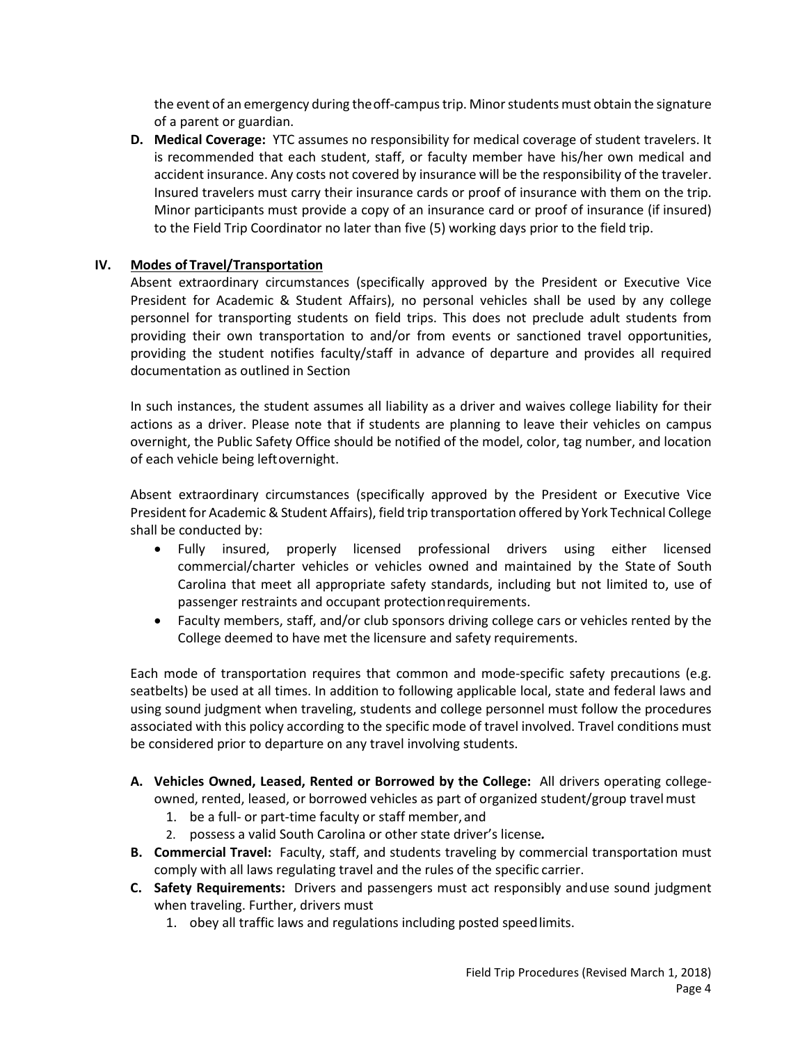the event of an emergency during the off-campus trip. Minor students must obtain the signature of a parent or guardian.

**D. Medical Coverage:** YTC assumes no responsibility for medical coverage of student travelers. It is recommended that each student, staff, or faculty member have his/her own medical and accident insurance. Any costs not covered by insurance will be the responsibility of the traveler. Insured travelers must carry their insurance cards or proof of insurance with them on the trip. Minor participants must provide a copy of an insurance card or proof of insurance (if insured) to the Field Trip Coordinator no later than five (5) working days prior to the field trip.

## IV. Modes of Travel/Transportation

Absent extraordinary circumstances (specifically approved by the President or Executive Vice President for Academic & Student Affairs), no personal vehicles shall be used by any college personnel for transporting students on field trips. This does not preclude adult students from providing their own transportation to and/or from events or sanctioned travel opportunities, providing the student notifies faculty/staff in advance of departure and provides all required documentation as outlined in Section

In such instances, the student assumes all liability as a driver and waives college liability for their actions as a driver. Please note that if students are planning to leave their vehicles on campus overnight, the Public Safety Office should be notified of the model, color, tag number, and location of each vehicle being left overnight.

Absent extraordinary circumstances (specifically approved by the President or Executive Vice President for Academic & Student Affairs), field trip transportation offered by York Technical College shall be conducted by:

- Fully insured, properly licensed professional drivers using either licensed commercial/charter vehicles or vehicles owned and maintained by the State of South Carolina that meet all appropriate safety standards, including but not limited to, use of passenger restraints and occupant protection requirements.
- Faculty members, staff, and/or club sponsors driving college cars or vehicles rented by the College deemed to have met the licensure and safety requirements.

Each mode of transportation requires that common and mode-specific safety precautions (e.g. seatbelts) be used at all times. In addition to following applicable local, state and federal laws and using sound judgment when traveling, students and college personnel must follow the procedures associated with this policy according to the specific mode of travel involved. Travel conditions must be considered prior to departure on any travel involving students.

**A. Vehicles Owned, Leased, Rented or Borrowed by the College:** All drivers operating college-owned, rented, leased, or borrowed vehicles as part of organized student/group travel must

1. be a full- or part-time faculty or staff member, and
2. possess a valid South Carolina or other state driver's license*.*

**B. Commercial Travel:** Faculty, staff, and students traveling by commercial transportation must comply with all laws regulating travel and the rules of the specific carrier.

**C. Safety Requirements:** Drivers and passengers must act responsibly and use sound judgment when traveling. Further, drivers must

1. obey all traffic laws and regulations including posted speed limits.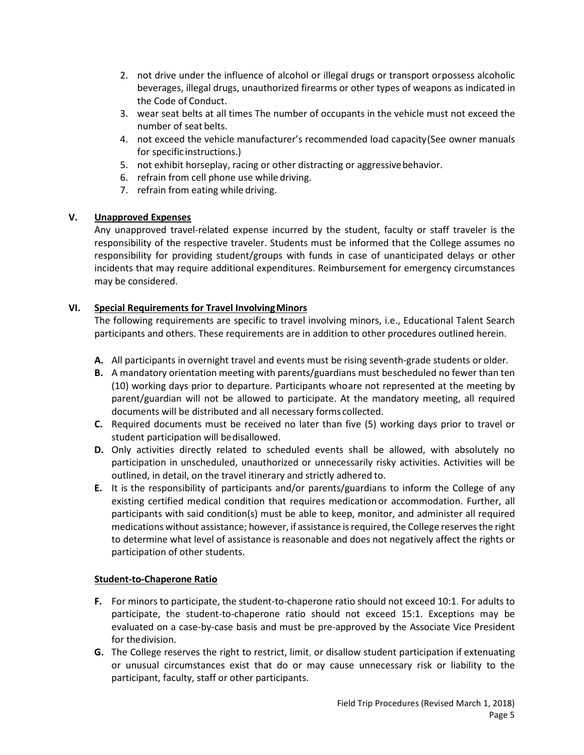2. not drive under the influence of alcohol or illegal drugs or transport or possess alcoholic beverages, illegal drugs, unauthorized firearms or other types of weapons as indicated in the Code of Conduct.
3. wear seat belts at all times The number of occupants in the vehicle must not exceed the number of seat belts.
4. not exceed the vehicle manufacturer's recommended load capacity (See owner manuals for specific instructions.)
5. not exhibit horseplay, racing or other distracting or aggressive behavior.
6. refrain from cell phone use while driving.
7. refrain from eating while driving.

## V. <u>Unapproved Expenses</u>

Any unapproved travel-related expense incurred by the student, faculty or staff traveler is the responsibility of the respective traveler. Students must be informed that the College assumes no responsibility for providing student/groups with funds in case of unanticipated delays or other incidents that may require additional expenditures. Reimbursement for emergency circumstances may be considered.

## VI. <u>Special Requirements for Travel Involving Minors</u>

The following requirements are specific to travel involving minors, i.e., Educational Talent Search participants and others. These requirements are in addition to other procedures outlined herein.

**A.** All participants in overnight travel and events must be rising seventh-grade students or older.

**B.** A mandatory orientation meeting with parents/guardians must be scheduled no fewer than ten (10) working days prior to departure. Participants who are not represented at the meeting by parent/guardian will not be allowed to participate. At the mandatory meeting, all required documents will be distributed and all necessary forms collected.

**C.** Required documents must be received no later than five (5) working days prior to travel or student participation will be disallowed.

**D.** Only activities directly related to scheduled events shall be allowed, with absolutely no participation in unscheduled, unauthorized or unnecessarily risky activities. Activities will be outlined, in detail, on the travel itinerary and strictly adhered to.

**E.** It is the responsibility of participants and/or parents/guardians to inform the College of any existing certified medical condition that requires medication or accommodation. Further, all participants with said condition(s) must be able to keep, monitor, and administer all required medications without assistance; however, if assistance is required, the College reserves the right to determine what level of assistance is reasonable and does not negatively affect the rights or participation of other students.

### <u>Student-to-Chaperone Ratio</u>

**F.** For minors to participate, the student-to-chaperone ratio should not exceed 10:1. For adults to participate, the student-to-chaperone ratio should not exceed 15:1. Exceptions may be evaluated on a case-by-case basis and must be pre-approved by the Associate Vice President for the division.

**G.** The College reserves the right to restrict, limit, or disallow student participation if extenuating or unusual circumstances exist that do or may cause unnecessary risk or liability to the participant, faculty, staff or other participants.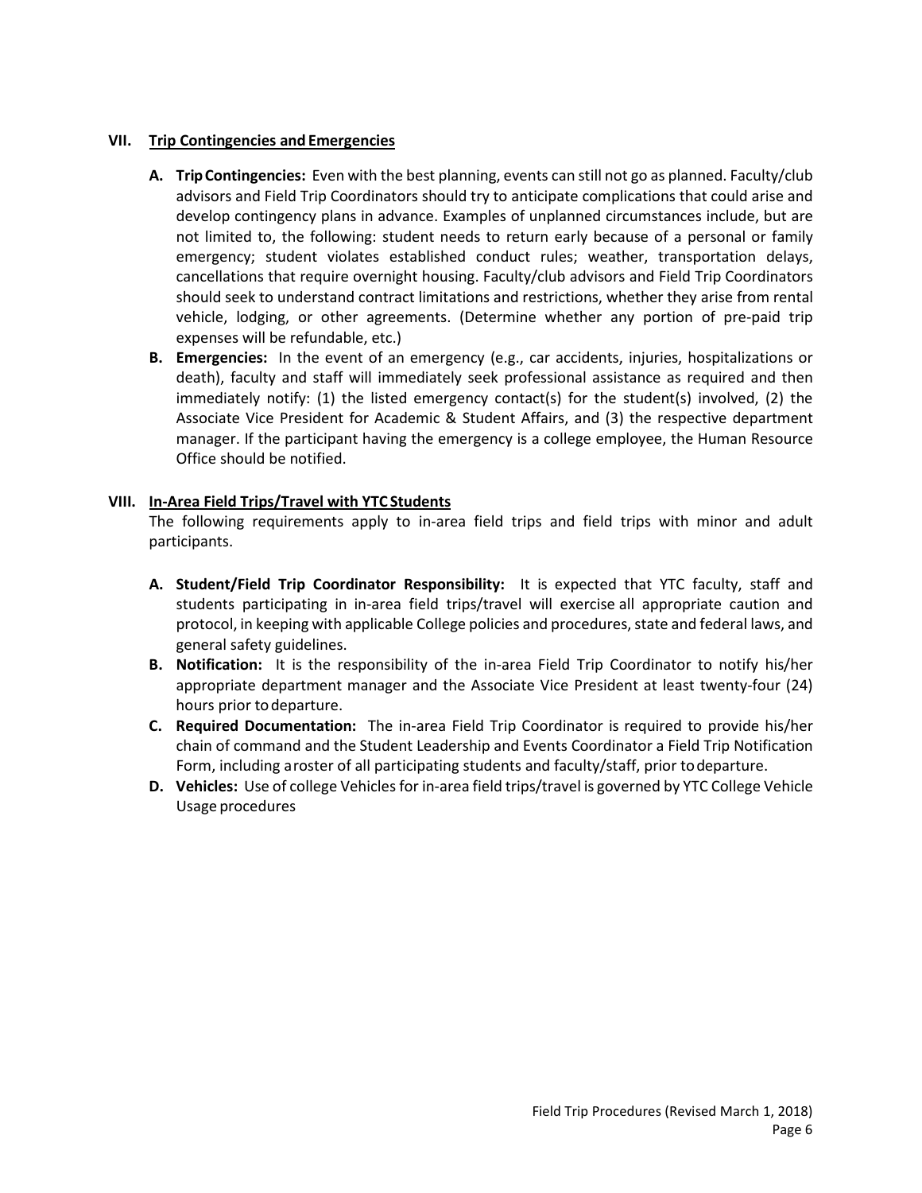## VII. Trip Contingencies and Emergencies

- **A. Trip Contingencies:** Even with the best planning, events can still not go as planned. Faculty/club advisors and Field Trip Coordinators should try to anticipate complications that could arise and develop contingency plans in advance. Examples of unplanned circumstances include, but are not limited to, the following: student needs to return early because of a personal or family emergency; student violates established conduct rules; weather, transportation delays, cancellations that require overnight housing. Faculty/club advisors and Field Trip Coordinators should seek to understand contract limitations and restrictions, whether they arise from rental vehicle, lodging, or other agreements. (Determine whether any portion of pre-paid trip expenses will be refundable, etc.)
- **B. Emergencies:** In the event of an emergency (e.g., car accidents, injuries, hospitalizations or death), faculty and staff will immediately seek professional assistance as required and then immediately notify: (1) the listed emergency contact(s) for the student(s) involved, (2) the Associate Vice President for Academic & Student Affairs, and (3) the respective department manager. If the participant having the emergency is a college employee, the Human Resource Office should be notified.

## VIII. In-Area Field Trips/Travel with YTC Students

The following requirements apply to in-area field trips and field trips with minor and adult participants.

- **A. Student/Field Trip Coordinator Responsibility:** It is expected that YTC faculty, staff and students participating in in-area field trips/travel will exercise all appropriate caution and protocol, in keeping with applicable College policies and procedures, state and federal laws, and general safety guidelines.
- **B. Notification:** It is the responsibility of the in-area Field Trip Coordinator to notify his/her appropriate department manager and the Associate Vice President at least twenty-four (24) hours prior to departure.
- **C. Required Documentation:** The in-area Field Trip Coordinator is required to provide his/her chain of command and the Student Leadership and Events Coordinator a Field Trip Notification Form, including a roster of all participating students and faculty/staff, prior to departure.
- **D. Vehicles:** Use of college Vehicles for in-area field trips/travel is governed by YTC College Vehicle Usage procedures